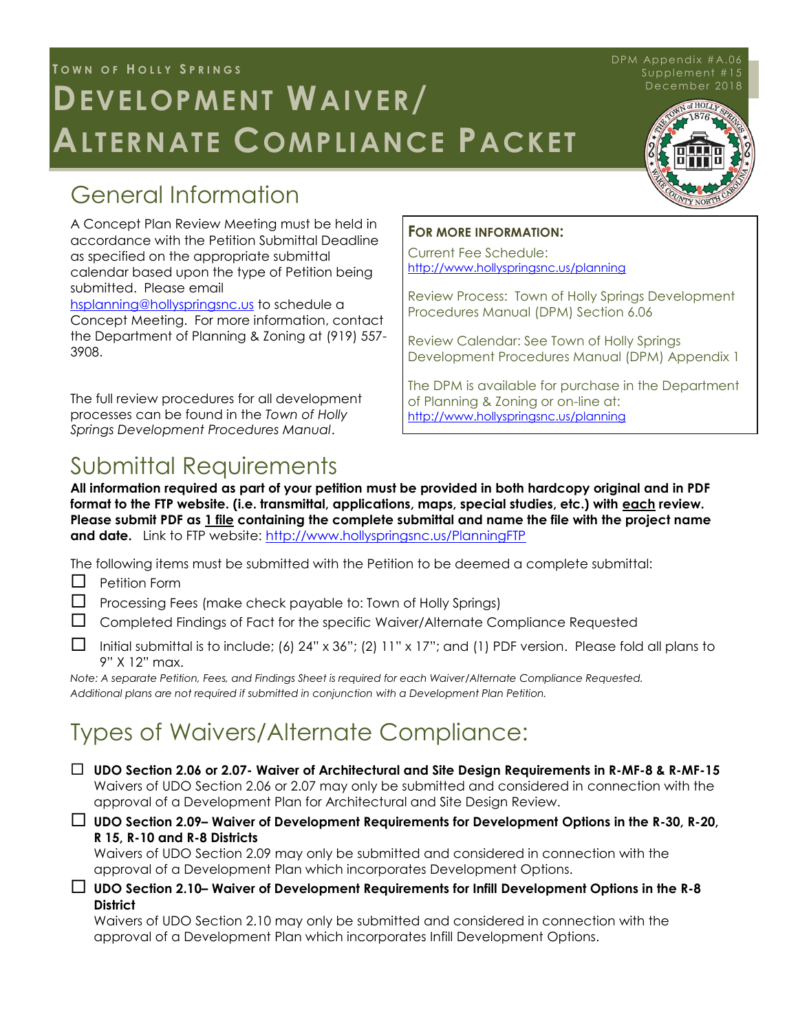**Town of Holly Springs**

DPM Appendix #A.06
Supplement #15
December 2018

# Development Waiver/ Alternate Compliance Packet

## General Information

A Concept Plan Review Meeting must be held in accordance with the Petition Submittal Deadline as specified on the appropriate submittal calendar based upon the type of Petition being submitted. Please email hsplanning@hollyspringsnc.us to schedule a Concept Meeting. For more information, contact the Department of Planning & Zoning at (919) 557-3908.

The full review procedures for all development processes can be found in the *Town of Holly Springs Development Procedures Manual*.

**For more information:**

Current Fee Schedule: http://www.hollyspringsnc.us/planning

Review Process: Town of Holly Springs Development Procedures Manual (DPM) Section 6.06

Review Calendar: See Town of Holly Springs Development Procedures Manual (DPM) Appendix 1

The DPM is available for purchase in the Department of Planning & Zoning or on-line at: http://www.hollyspringsnc.us/planning

## Submittal Requirements

**All information required as part of your petition must be provided in both hardcopy original and in PDF format to the FTP website. (i.e. transmittal, applications, maps, special studies, etc.) with each review. Please submit PDF as 1 file containing the complete submittal and name the file with the project name and date.** Link to FTP website: http://www.hollyspringsnc.us/PlanningFTP

The following items must be submitted with the Petition to be deemed a complete submittal:

- ☐ Petition Form
- ☐ Processing Fees (make check payable to: Town of Holly Springs)
- ☐ Completed Findings of Fact for the specific Waiver/Alternate Compliance Requested
- ☐ Initial submittal is to include; (6) 24" x 36"; (2) 11" x 17"; and (1) PDF version. Please fold all plans to 9" X 12" max.

*Note: A separate Petition, Fees, and Findings Sheet is required for each Waiver/Alternate Compliance Requested. Additional plans are not required if submitted in conjunction with a Development Plan Petition.*

## Types of Waivers/Alternate Compliance:

☐ **UDO Section 2.06 or 2.07- Waiver of Architectural and Site Design Requirements in R-MF-8 & R-MF-15**
Waivers of UDO Section 2.06 or 2.07 may only be submitted and considered in connection with the approval of a Development Plan for Architectural and Site Design Review.

☐ **UDO Section 2.09– Waiver of Development Requirements for Development Options in the R-30, R-20, R 15, R-10 and R-8 Districts**
Waivers of UDO Section 2.09 may only be submitted and considered in connection with the approval of a Development Plan which incorporates Development Options.

☐ **UDO Section 2.10– Waiver of Development Requirements for Infill Development Options in the R-8 District**
Waivers of UDO Section 2.10 may only be submitted and considered in connection with the approval of a Development Plan which incorporates Infill Development Options.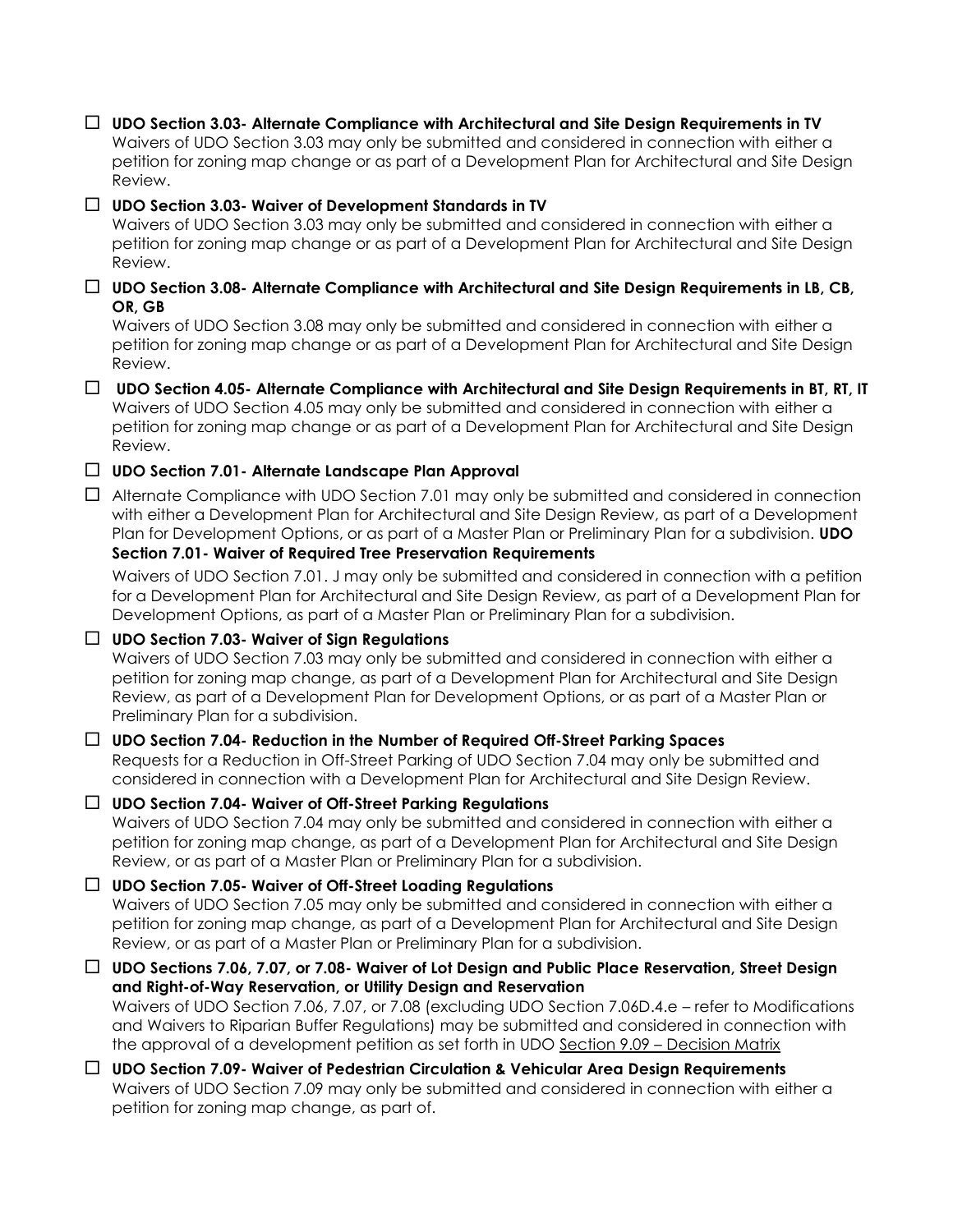☐ **UDO Section 3.03- Alternate Compliance with Architectural and Site Design Requirements in TV**
Waivers of UDO Section 3.03 may only be submitted and considered in connection with either a petition for zoning map change or as part of a Development Plan for Architectural and Site Design Review.

☐ **UDO Section 3.03- Waiver of Development Standards in TV**
Waivers of UDO Section 3.03 may only be submitted and considered in connection with either a petition for zoning map change or as part of a Development Plan for Architectural and Site Design Review.

☐ **UDO Section 3.08- Alternate Compliance with Architectural and Site Design Requirements in LB, CB, OR, GB**
Waivers of UDO Section 3.08 may only be submitted and considered in connection with either a petition for zoning map change or as part of a Development Plan for Architectural and Site Design Review.

☐ **UDO Section 4.05- Alternate Compliance with Architectural and Site Design Requirements in BT, RT, IT**
Waivers of UDO Section 4.05 may only be submitted and considered in connection with either a petition for zoning map change or as part of a Development Plan for Architectural and Site Design Review.

☐ **UDO Section 7.01- Alternate Landscape Plan Approval**

☐ Alternate Compliance with UDO Section 7.01 may only be submitted and considered in connection with either a Development Plan for Architectural and Site Design Review, as part of a Development Plan for Development Options, or as part of a Master Plan or Preliminary Plan for a subdivision. **UDO Section 7.01- Waiver of Required Tree Preservation Requirements**

Waivers of UDO Section 7.01. J may only be submitted and considered in connection with a petition for a Development Plan for Architectural and Site Design Review, as part of a Development Plan for Development Options, as part of a Master Plan or Preliminary Plan for a subdivision.

☐ **UDO Section 7.03- Waiver of Sign Regulations**
Waivers of UDO Section 7.03 may only be submitted and considered in connection with either a petition for zoning map change, as part of a Development Plan for Architectural and Site Design Review, as part of a Development Plan for Development Options, or as part of a Master Plan or Preliminary Plan for a subdivision.

☐ **UDO Section 7.04- Reduction in the Number of Required Off-Street Parking Spaces**
Requests for a Reduction in Off-Street Parking of UDO Section 7.04 may only be submitted and considered in connection with a Development Plan for Architectural and Site Design Review.

☐ **UDO Section 7.04- Waiver of Off-Street Parking Regulations**
Waivers of UDO Section 7.04 may only be submitted and considered in connection with either a petition for zoning map change, as part of a Development Plan for Architectural and Site Design Review, or as part of a Master Plan or Preliminary Plan for a subdivision.

☐ **UDO Section 7.05- Waiver of Off-Street Loading Regulations**
Waivers of UDO Section 7.05 may only be submitted and considered in connection with either a petition for zoning map change, as part of a Development Plan for Architectural and Site Design Review, or as part of a Master Plan or Preliminary Plan for a subdivision.

☐ **UDO Sections 7.06, 7.07, or 7.08- Waiver of Lot Design and Public Place Reservation, Street Design and Right-of-Way Reservation, or Utility Design and Reservation**
Waivers of UDO Section 7.06, 7.07, or 7.08 (excluding UDO Section 7.06D.4.e – refer to Modifications and Waivers to Riparian Buffer Regulations) may be submitted and considered in connection with the approval of a development petition as set forth in UDO Section 9.09 – Decision Matrix

☐ **UDO Section 7.09- Waiver of Pedestrian Circulation & Vehicular Area Design Requirements**
Waivers of UDO Section 7.09 may only be submitted and considered in connection with either a petition for zoning map change, as part of.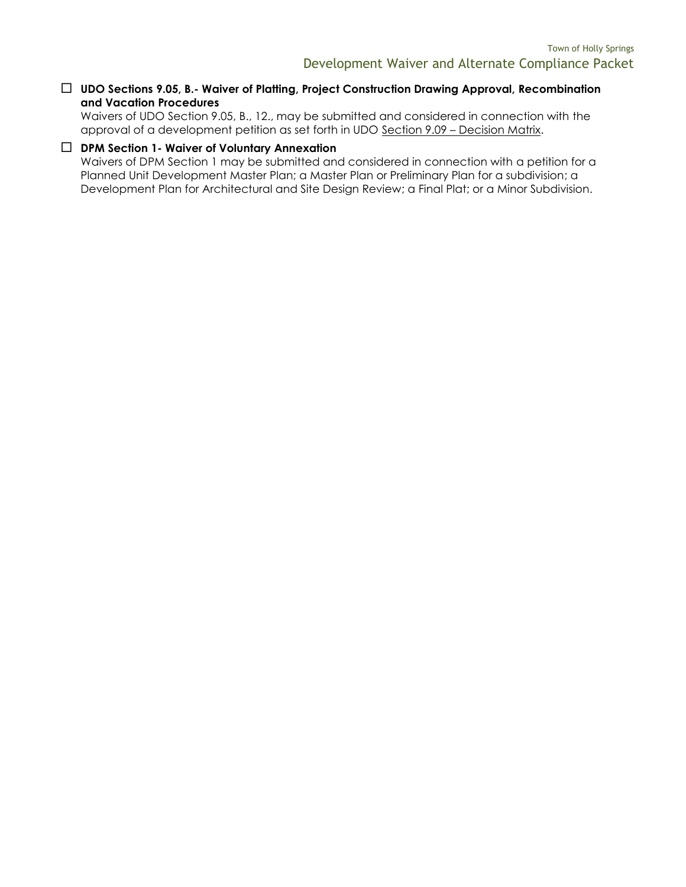☐ **UDO Sections 9.05, B.- Waiver of Platting, Project Construction Drawing Approval, Recombination and Vacation Procedures**

Waivers of UDO Section 9.05, B., 12., may be submitted and considered in connection with the approval of a development petition as set forth in UDO Section 9.09 – Decision Matrix.

☐ **DPM Section 1- Waiver of Voluntary Annexation**

Waivers of DPM Section 1 may be submitted and considered in connection with a petition for a Planned Unit Development Master Plan; a Master Plan or Preliminary Plan for a subdivision; a Development Plan for Architectural and Site Design Review; a Final Plat; or a Minor Subdivision.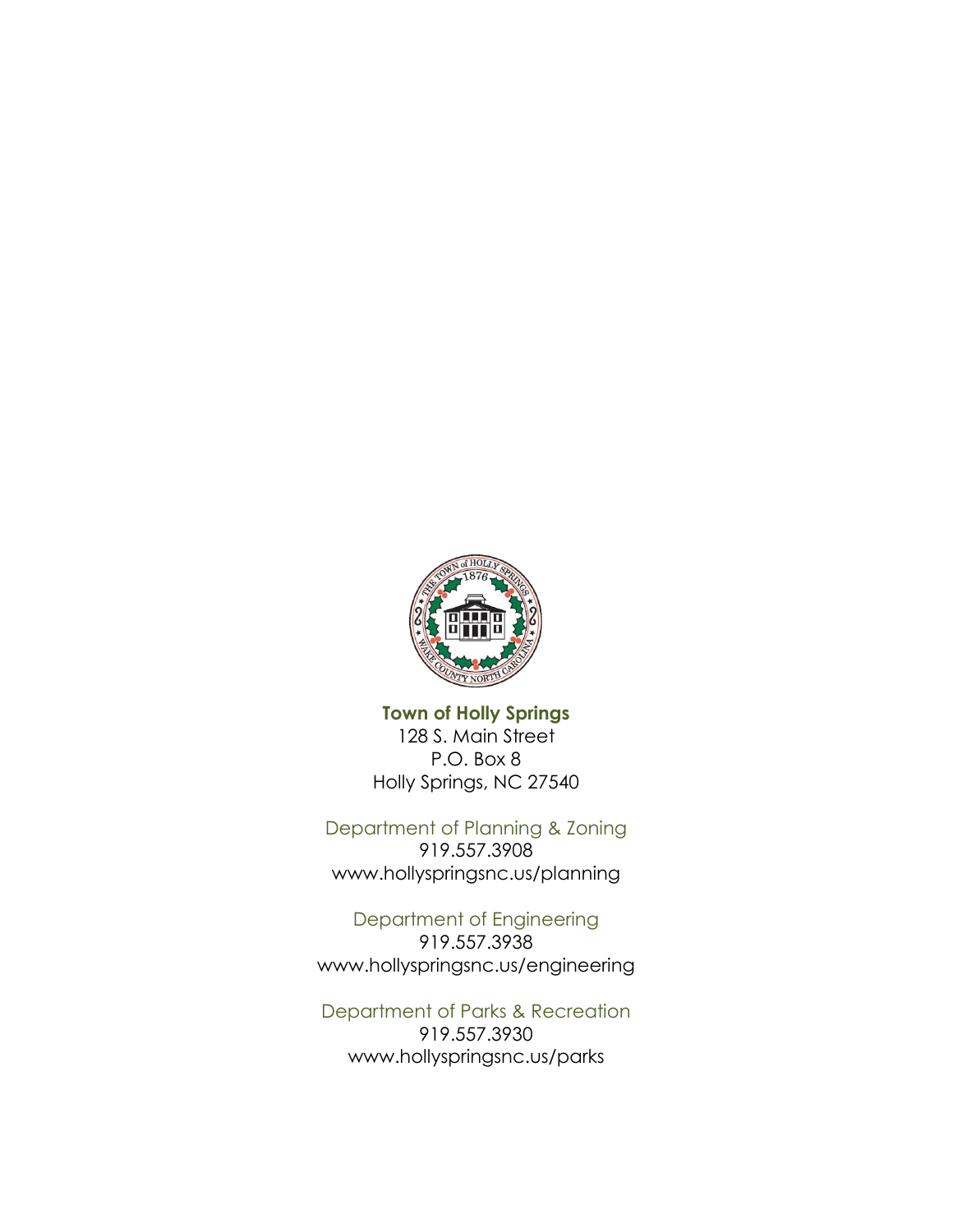**Town of Holly Springs**

128 S. Main Street
P.O. Box 8
Holly Springs, NC 27540

Department of Planning & Zoning
919.557.3908
www.hollyspringsnc.us/planning

Department of Engineering
919.557.3938
www.hollyspringsnc.us/engineering

Department of Parks & Recreation
919.557.3930
www.hollyspringsnc.us/parks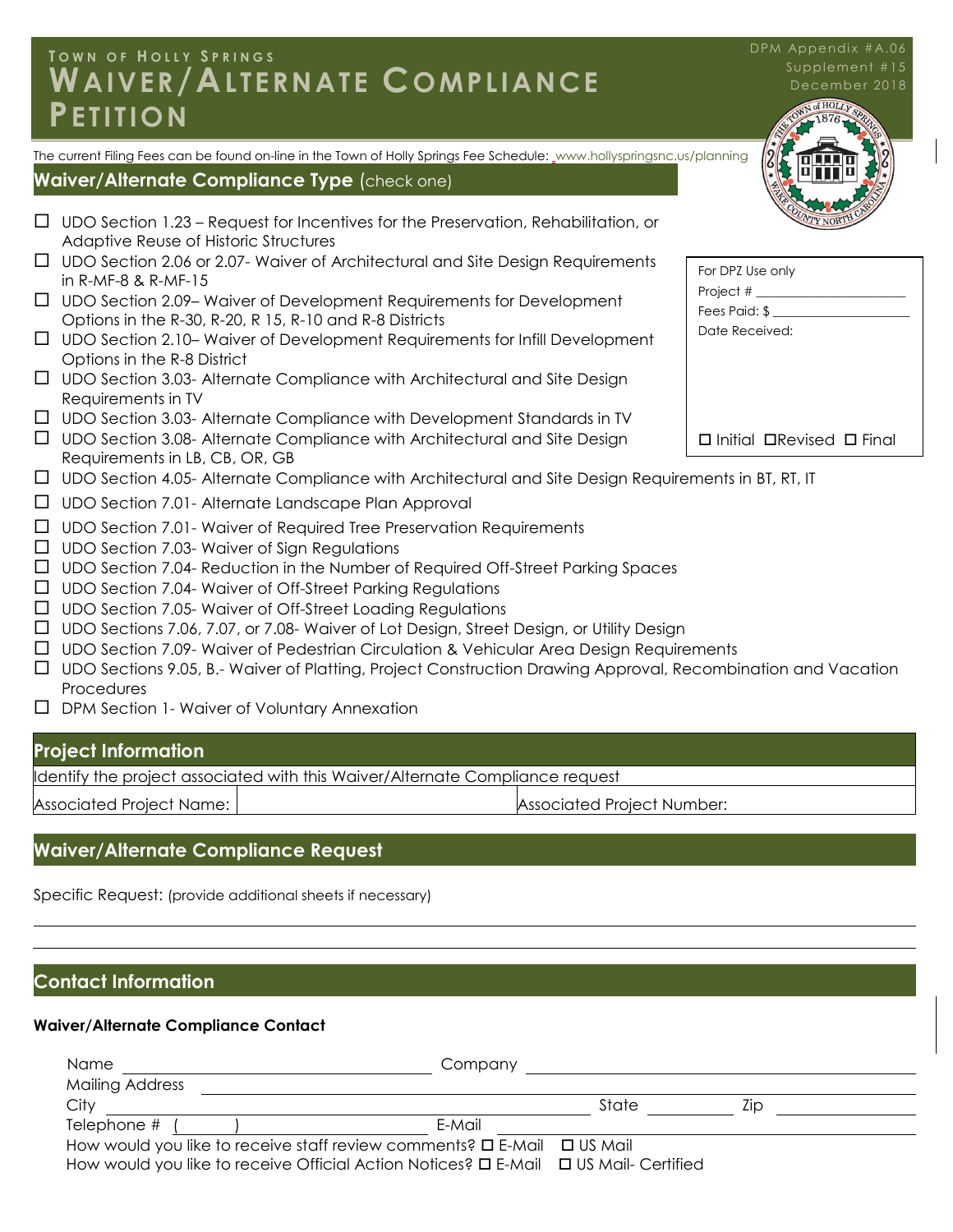# Town of Holly Springs

# Waiver/Alternate Compliance Petition

DPM Appendix #A.06
Supplement #15
December 2018

The current Filing Fees can be found on-line in the Town of Holly Springs Fee Schedule: www.hollyspringsnc.us/planning

## Waiver/Alternate Compliance Type (check one)

For DPZ Use only
Project # ____________________
Fees Paid: $ ____________________
Date Received:

☐ Initial ☐ Revised ☐ Final

- ☐ UDO Section 1.23 – Request for Incentives for the Preservation, Rehabilitation, or Adaptive Reuse of Historic Structures
- ☐ UDO Section 2.06 or 2.07- Waiver of Architectural and Site Design Requirements in R-MF-8 & R-MF-15
- ☐ UDO Section 2.09– Waiver of Development Requirements for Development Options in the R-30, R-20, R 15, R-10 and R-8 Districts
- ☐ UDO Section 2.10– Waiver of Development Requirements for Infill Development Options in the R-8 District
- ☐ UDO Section 3.03- Alternate Compliance with Architectural and Site Design Requirements in TV
- ☐ UDO Section 3.03- Alternate Compliance with Development Standards in TV
- ☐ UDO Section 3.08- Alternate Compliance with Architectural and Site Design Requirements in LB, CB, OR, GB
- ☐ UDO Section 4.05- Alternate Compliance with Architectural and Site Design Requirements in BT, RT, IT
- ☐ UDO Section 7.01- Alternate Landscape Plan Approval
- ☐ UDO Section 7.01- Waiver of Required Tree Preservation Requirements
- ☐ UDO Section 7.03- Waiver of Sign Regulations
- ☐ UDO Section 7.04- Reduction in the Number of Required Off-Street Parking Spaces
- ☐ UDO Section 7.04- Waiver of Off-Street Parking Regulations
- ☐ UDO Section 7.05- Waiver of Off-Street Loading Regulations
- ☐ UDO Sections 7.06, 7.07, or 7.08- Waiver of Lot Design, Street Design, or Utility Design
- ☐ UDO Section 7.09- Waiver of Pedestrian Circulation & Vehicular Area Design Requirements
- ☐ UDO Sections 9.05, B.- Waiver of Platting, Project Construction Drawing Approval, Recombination and Vacation Procedures
- ☐ DPM Section 1- Waiver of Voluntary Annexation

## Project Information

Identify the project associated with this Waiver/Alternate Compliance request

| Associated Project Name: | | Associated Project Number: |
|---|---|---|

## Waiver/Alternate Compliance Request

Specific Request: (provide additional sheets if necessary)

______________________________________________________________________

______________________________________________________________________

## Contact Information

**Waiver/Alternate Compliance Contact**

Name ______________________________ Company ______________________________

Mailing Address ______________________________________________________________

City ______________________________ State __________ Zip ______________

Telephone # (        ) ______________________ E-Mail ______________________________

How would you like to receive staff review comments? ☐ E-Mail ☐ US Mail

How would you like to receive Official Action Notices? ☐ E-Mail ☐ US Mail- Certified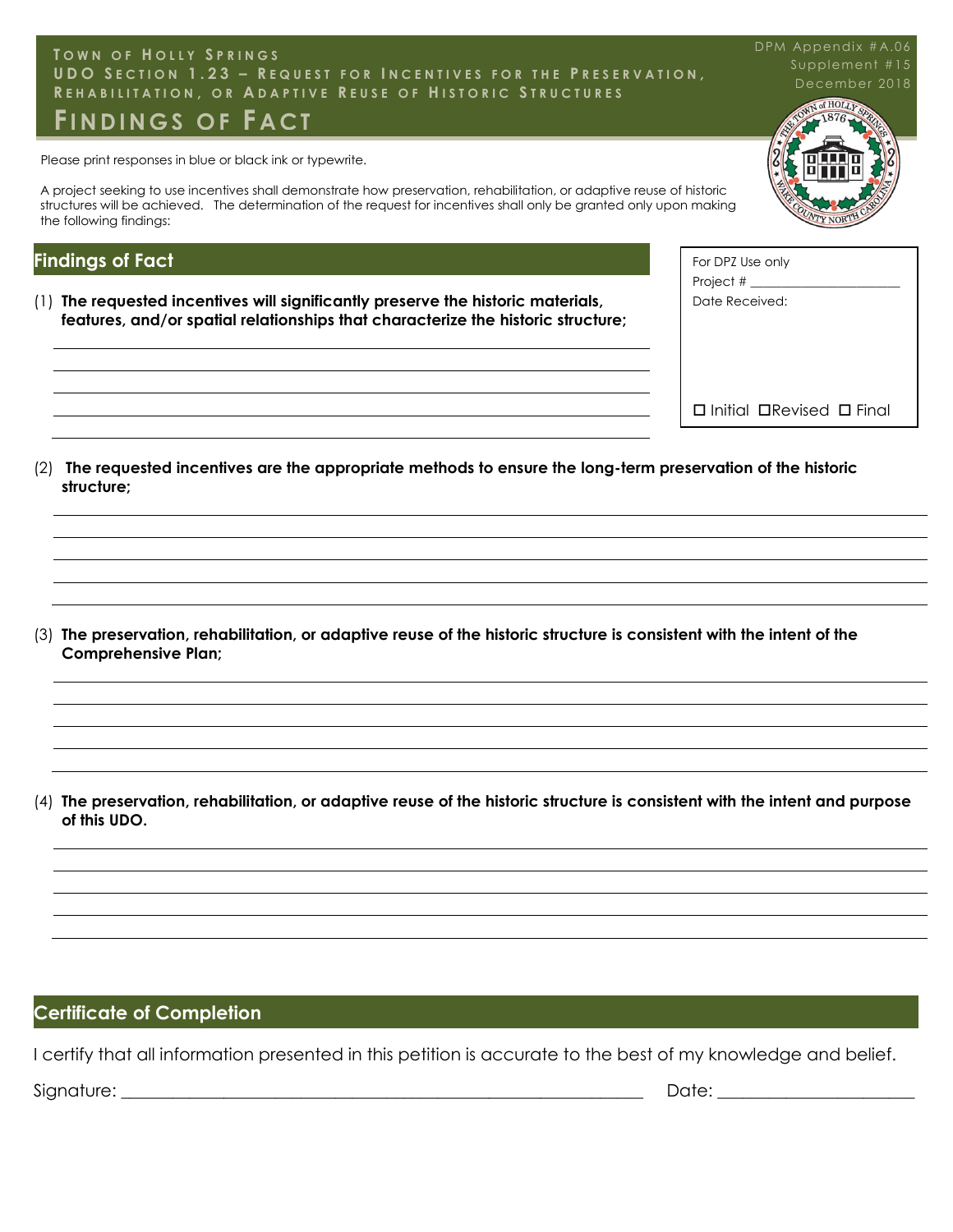**TOWN OF HOLLY SPRINGS**
**UDO SECTION 1.23 – REQUEST FOR INCENTIVES FOR THE PRESERVATION, REHABILITATION, OR ADAPTIVE REUSE OF HISTORIC STRUCTURES**

DPM Appendix #A.06
Supplement #15
December 2018

# FINDINGS OF FACT

Please print responses in blue or black ink or typewrite.

A project seeking to use incentives shall demonstrate how preservation, rehabilitation, or adaptive reuse of historic structures will be achieved. The determination of the request for incentives shall only be granted only upon making the following findings:

For DPZ Use only
Project # ______________________
Date Received:

☐ Initial ☐Revised ☐ Final

## Findings of Fact

(1) **The requested incentives will significantly preserve the historic materials, features, and/or spatial relationships that characterize the historic structure;**

______________________________________________
______________________________________________
______________________________________________
______________________________________________
______________________________________________

(2) **The requested incentives are the appropriate methods to ensure the long-term preservation of the historic structure;**

______________________________________________
______________________________________________
______________________________________________
______________________________________________
______________________________________________

(3) **The preservation, rehabilitation, or adaptive reuse of the historic structure is consistent with the intent of the Comprehensive Plan;**

______________________________________________
______________________________________________
______________________________________________
______________________________________________
______________________________________________

(4) **The preservation, rehabilitation, or adaptive reuse of the historic structure is consistent with the intent and purpose of this UDO.**

______________________________________________
______________________________________________
______________________________________________
______________________________________________
______________________________________________

## Certificate of Completion

I certify that all information presented in this petition is accurate to the best of my knowledge and belief.

Signature: ______________________________________________ Date: ______________________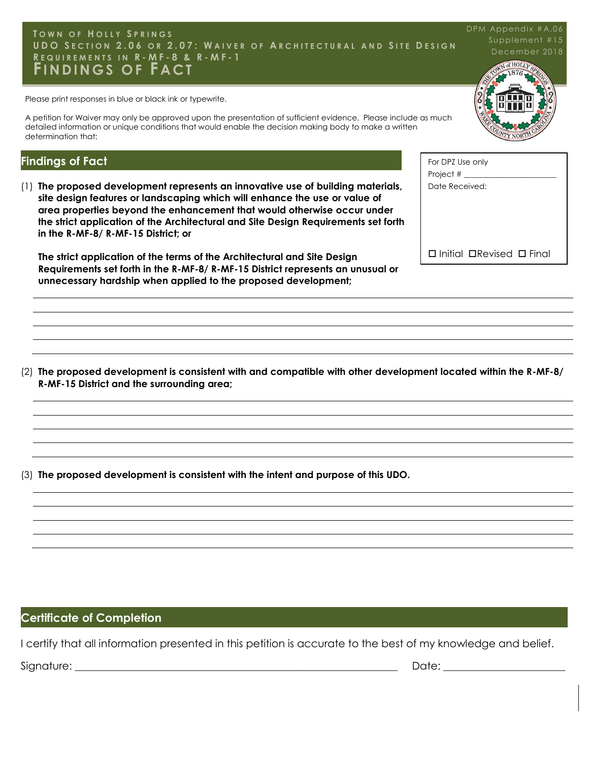# Town of Holly Springs
## UDO Section 2.06 or 2.07: Waiver of Architectural and Site Design Requirements in R-MF-8 & R-MF-1
# Findings of Fact

DPM Appendix #A.06
Supplement #15
December 2018

Please print responses in blue or black ink or typewrite.

A petition for Waiver may only be approved upon the presentation of sufficient evidence. Please include as much detailed information or unique conditions that would enable the decision making body to make a written determination that:

## Findings of Fact

For DPZ Use only
Project # ____________________
Date Received:

☐ Initial ☐ Revised ☐ Final

(1) **The proposed development represents an innovative use of building materials, site design features or landscaping which will enhance the use or value of area properties beyond the enhancement that would otherwise occur under the strict application of the Architectural and Site Design Requirements set forth in the R-MF-8/ R-MF-15 District; or**

**The strict application of the terms of the Architectural and Site Design Requirements set forth in the R-MF-8/ R-MF-15 District represents an unusual or unnecessary hardship when applied to the proposed development;**

(2) **The proposed development is consistent with and compatible with other development located within the R-MF-8/ R-MF-15 District and the surrounding area;**

(3) **The proposed development is consistent with the intent and purpose of this UDO.**

## Certificate of Completion

I certify that all information presented in this petition is accurate to the best of my knowledge and belief.

Signature: ____________________________________________ Date: ____________________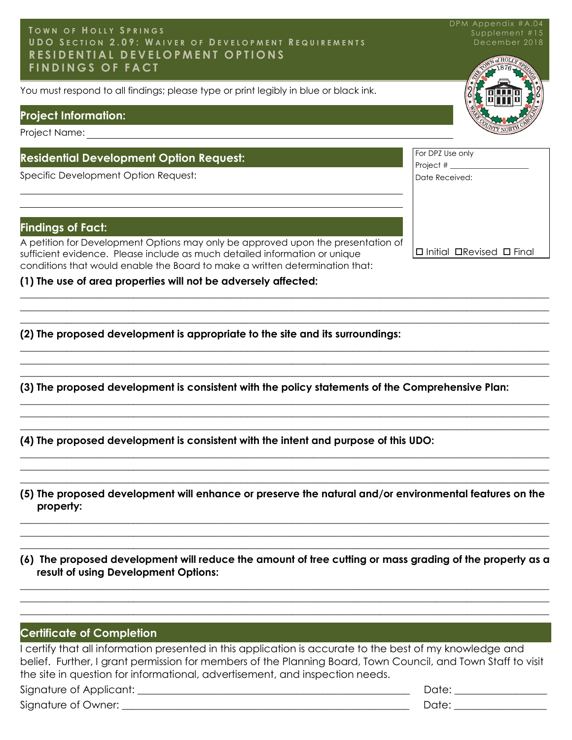# Town of Holly Springs

## UDO Section 2.09: Waiver of Development Requirements

## Residential Development Options

## Findings of Fact

DPM Appendix #A.04
Supplement #15
December 2018

You must respond to all findings; please type or print legibly in blue or black ink.

## Project Information:

Project Name: ______________________________________________

## Residential Development Option Request:

Specific Development Option Request:

______________________________________________

______________________________________________

For DPZ Use only
Project # ________________
Date Received:

☐ Initial ☐Revised ☐ Final

## Findings of Fact:

A petition for Development Options may only be approved upon the presentation of sufficient evidence. Please include as much detailed information or unique conditions that would enable the Board to make a written determination that:

**(1) The use of area properties will not be adversely affected:**

______________________________________________

______________________________________________

______________________________________________

**(2) The proposed development is appropriate to the site and its surroundings:**

______________________________________________

______________________________________________

______________________________________________

**(3) The proposed development is consistent with the policy statements of the Comprehensive Plan:**

______________________________________________

______________________________________________

______________________________________________

**(4) The proposed development is consistent with the intent and purpose of this UDO:**

______________________________________________

______________________________________________

______________________________________________

**(5) The proposed development will enhance or preserve the natural and/or environmental features on the property:**

______________________________________________

______________________________________________

______________________________________________

**(6) The proposed development will reduce the amount of tree cutting or mass grading of the property as a result of using Development Options:**

______________________________________________

______________________________________________

______________________________________________

## Certificate of Completion

I certify that all information presented in this application is accurate to the best of my knowledge and belief. Further, I grant permission for members of the Planning Board, Town Council, and Town Staff to visit the site in question for informational, advertisement, and inspection needs.

Signature of Applicant: ______________________________ Date: ______________

Signature of Owner: ______________________________ Date: ______________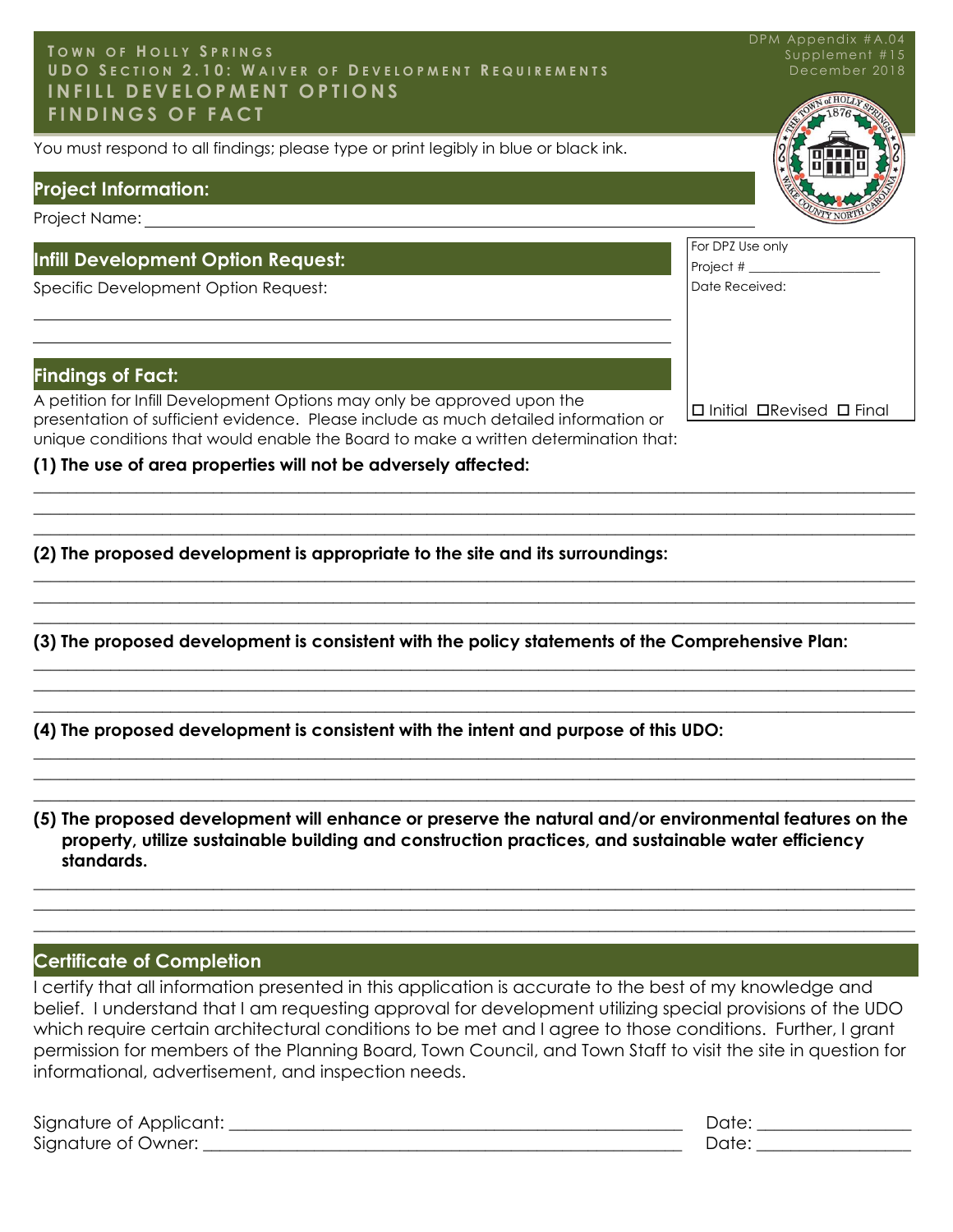# Town of Holly Springs
## UDO Section 2.10: Waiver of Development Requirements
## INFILL DEVELOPMENT OPTIONS
## FINDINGS OF FACT

DPM Appendix #A.04
Supplement #15
December 2018

You must respond to all findings; please type or print legibly in blue or black ink.

## Project Information:

Project Name: ____________________________________________

| For DPZ Use only |
|---|
| Project # ____________ |
| Date Received: |
| ☐ Initial ☐Revised ☐ Final |

## Infill Development Option Request:

Specific Development Option Request:

____________________________________________

____________________________________________

## Findings of Fact:

A petition for Infill Development Options may only be approved upon the presentation of sufficient evidence. Please include as much detailed information or unique conditions that would enable the Board to make a written determination that:

**(1) The use of area properties will not be adversely affected:**

____________________________________________

____________________________________________

____________________________________________

**(2) The proposed development is appropriate to the site and its surroundings:**

____________________________________________

____________________________________________

____________________________________________

**(3) The proposed development is consistent with the policy statements of the Comprehensive Plan:**

____________________________________________

____________________________________________

____________________________________________

**(4) The proposed development is consistent with the intent and purpose of this UDO:**

____________________________________________

____________________________________________

____________________________________________

**(5) The proposed development will enhance or preserve the natural and/or environmental features on the property, utilize sustainable building and construction practices, and sustainable water efficiency standards.**

____________________________________________

____________________________________________

____________________________________________

## Certificate of Completion

I certify that all information presented in this application is accurate to the best of my knowledge and belief. I understand that I am requesting approval for development utilizing special provisions of the UDO which require certain architectural conditions to be met and I agree to those conditions. Further, I grant permission for members of the Planning Board, Town Council, and Town Staff to visit the site in question for informational, advertisement, and inspection needs.

Signature of Applicant: ______________________________ Date: ______________

Signature of Owner: ______________________________ Date: ______________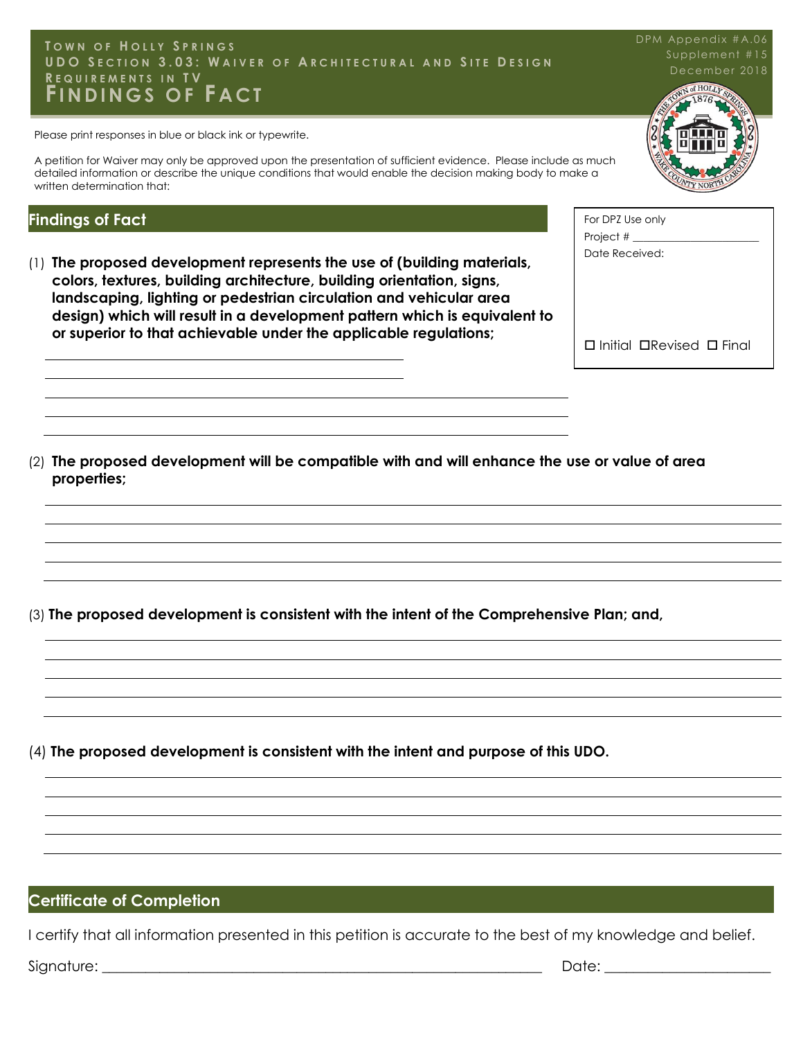# Town of Holly Springs
## UDO Section 3.03: Waiver of Architectural and Site Design Requirements in TV
# Findings of Fact

DPM Appendix #A.06
Supplement #15
December 2018

Please print responses in blue or black ink or typewrite.

A petition for Waiver may only be approved upon the presentation of sufficient evidence. Please include as much detailed information or describe the unique conditions that would enable the decision making body to make a written determination that:

For DPZ Use only
Project # ______________________
Date Received:

☐ Initial ☐ Revised ☐ Final

## Findings of Fact

(1) **The proposed development represents the use of (building materials, colors, textures, building architecture, building orientation, signs, landscaping, lighting or pedestrian circulation and vehicular area design) which will result in a development pattern which is equivalent to or superior to that achievable under the applicable regulations;**

_______________________________________________

_______________________________________________

_______________________________________________

_______________________________________________

_______________________________________________

(2) **The proposed development will be compatible with and will enhance the use or value of area properties;**

_______________________________________________

_______________________________________________

_______________________________________________

_______________________________________________

_______________________________________________

(3) **The proposed development is consistent with the intent of the Comprehensive Plan; and,**

_______________________________________________

_______________________________________________

_______________________________________________

_______________________________________________

_______________________________________________

(4) **The proposed development is consistent with the intent and purpose of this UDO.**

_______________________________________________

_______________________________________________

_______________________________________________

_______________________________________________

_______________________________________________

## Certificate of Completion

I certify that all information presented in this petition is accurate to the best of my knowledge and belief.

Signature: _______________________________________________ Date: ______________________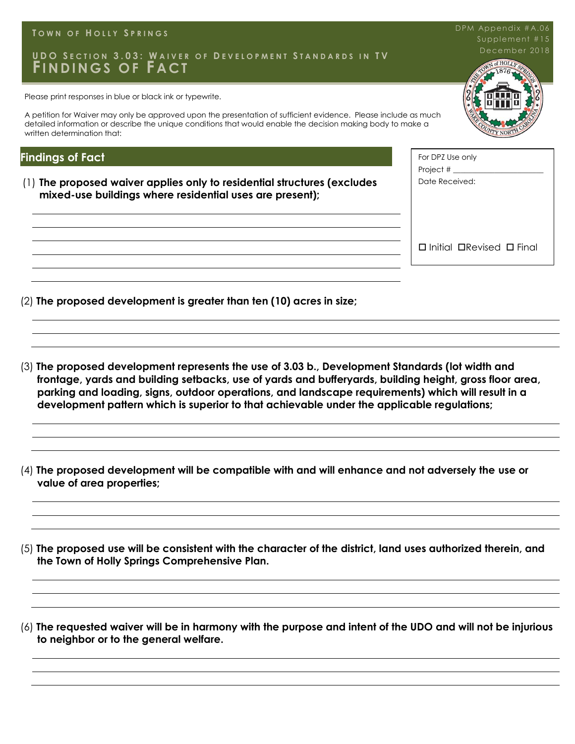**Town of Holly Springs**

DPM Appendix #A.06
Supplement #15
December 2018

# UDO Section 3.03: Waiver of Development Standards in TV
# Findings of Fact

Please print responses in blue or black ink or typewrite.

A petition for Waiver may only be approved upon the presentation of sufficient evidence. Please include as much detailed information or describe the unique conditions that would enable the decision making body to make a written determination that:

| For DPZ Use only |
|---|
| Project # ________________ |
| Date Received: |
| ☐ Initial ☐Revised ☐ Final |

## Findings of Fact

(1) **The proposed waiver applies only to residential structures (excludes mixed-use buildings where residential uses are present);**

______________________________________________________________________
______________________________________________________________________
______________________________________________________________________
______________________________________________________________________
______________________________________________________________________

(2) **The proposed development is greater than ten (10) acres in size;**

______________________________________________________________________
______________________________________________________________________
______________________________________________________________________

(3) **The proposed development represents the use of 3.03 b., Development Standards (lot width and frontage, yards and building setbacks, use of yards and bufferyards, building height, gross floor area, parking and loading, signs, outdoor operations, and landscape requirements) which will result in a development pattern which is superior to that achievable under the applicable regulations;**

______________________________________________________________________
______________________________________________________________________
______________________________________________________________________

(4) **The proposed development will be compatible with and will enhance and not adversely the use or value of area properties;**

______________________________________________________________________
______________________________________________________________________
______________________________________________________________________

(5) **The proposed use will be consistent with the character of the district, land uses authorized therein, and the Town of Holly Springs Comprehensive Plan.**

______________________________________________________________________
______________________________________________________________________
______________________________________________________________________

(6) **The requested waiver will be in harmony with the purpose and intent of the UDO and will not be injurious to neighbor or to the general welfare.**

______________________________________________________________________
______________________________________________________________________
______________________________________________________________________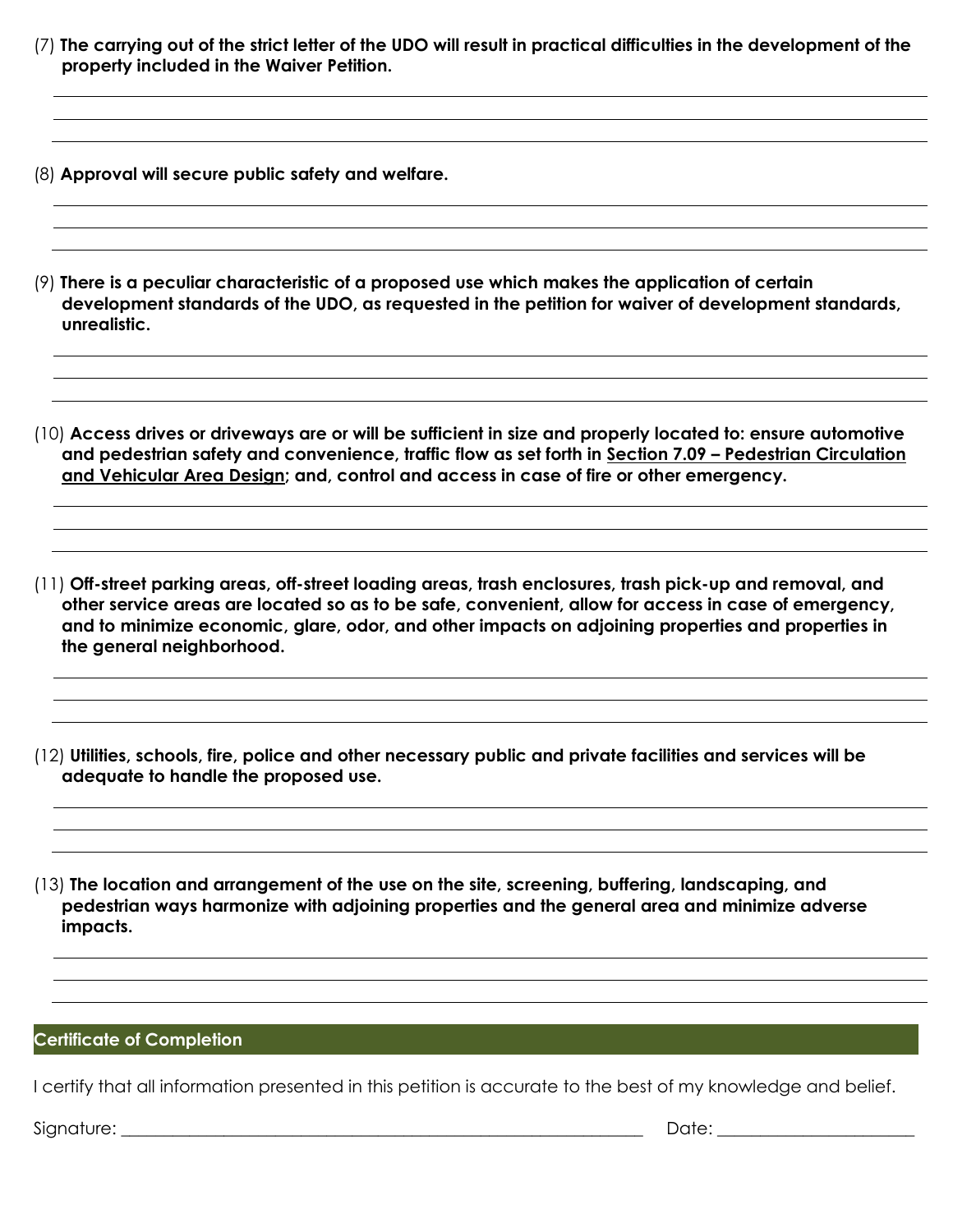(7) **The carrying out of the strict letter of the UDO will result in practical difficulties in the development of the property included in the Waiver Petition.**

(8) **Approval will secure public safety and welfare.**

(9) **There is a peculiar characteristic of a proposed use which makes the application of certain development standards of the UDO, as requested in the petition for waiver of development standards, unrealistic.**

(10) **Access drives or driveways are or will be sufficient in size and properly located to: ensure automotive and pedestrian safety and convenience, traffic flow as set forth in <u>Section 7.09 – Pedestrian Circulation and Vehicular Area Design</u>; and, control and access in case of fire or other emergency.**

(11) **Off-street parking areas, off-street loading areas, trash enclosures, trash pick-up and removal, and other service areas are located so as to be safe, convenient, allow for access in case of emergency, and to minimize economic, glare, odor, and other impacts on adjoining properties and properties in the general neighborhood.**

(12) **Utilities, schools, fire, police and other necessary public and private facilities and services will be adequate to handle the proposed use.**

(13) **The location and arrangement of the use on the site, screening, buffering, landscaping, and pedestrian ways harmonize with adjoining properties and the general area and minimize adverse impacts.**

## Certificate of Completion

I certify that all information presented in this petition is accurate to the best of my knowledge and belief.

Signature: ______________________________ Date: ______________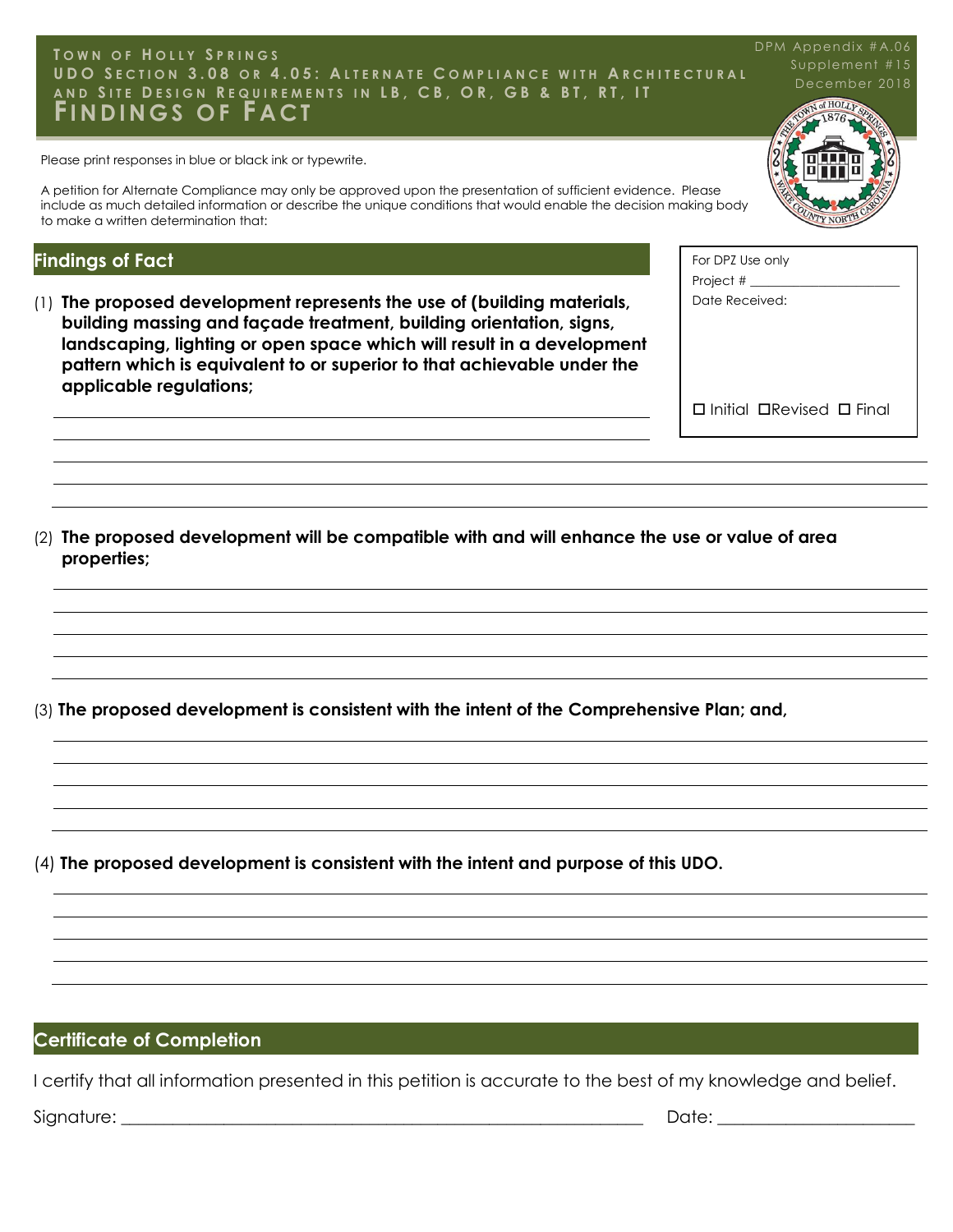# TOWN OF HOLLY SPRINGS
## UDO SECTION 3.08 OR 4.05: ALTERNATE COMPLIANCE WITH ARCHITECTURAL AND SITE DESIGN REQUIREMENTS IN LB, CB, OR, GB & BT, RT, IT
# FINDINGS OF FACT

DPM Appendix #A.06
Supplement #15
December 2018

Please print responses in blue or black ink or typewrite.

A petition for Alternate Compliance may only be approved upon the presentation of sufficient evidence. Please include as much detailed information or describe the unique conditions that would enable the decision making body to make a written determination that:

For DPZ Use only
Project # ______________________
Date Received:

☐ Initial ☐ Revised ☐ Final

## Findings of Fact

(1) **The proposed development represents the use of (building materials, building massing and façade treatment, building orientation, signs, landscaping, lighting or open space which will result in a development pattern which is equivalent to or superior to that achievable under the applicable regulations;**

_______________________________________________

_______________________________________________

_______________________________________________

_______________________________________________

_______________________________________________

(2) **The proposed development will be compatible with and will enhance the use or value of area properties;**

_______________________________________________

_______________________________________________

_______________________________________________

_______________________________________________

_______________________________________________

(3) **The proposed development is consistent with the intent of the Comprehensive Plan; and,**

_______________________________________________

_______________________________________________

_______________________________________________

_______________________________________________

_______________________________________________

(4) **The proposed development is consistent with the intent and purpose of this UDO.**

_______________________________________________

_______________________________________________

_______________________________________________

_______________________________________________

_______________________________________________

## Certificate of Completion

I certify that all information presented in this petition is accurate to the best of my knowledge and belief.

Signature: _______________________________________________ Date: ______________________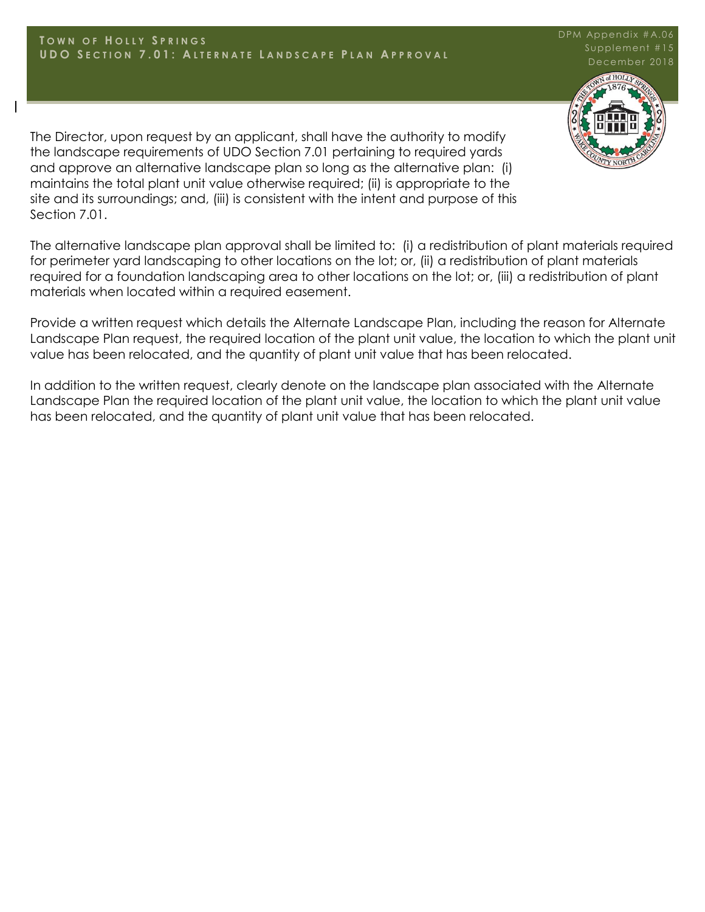# Town of Holly Springs
## UDO Section 7.01: Alternate Landscape Plan Approval

DPM Appendix #A.06
Supplement #15
December 2018

The Director, upon request by an applicant, shall have the authority to modify the landscape requirements of UDO Section 7.01 pertaining to required yards and approve an alternative landscape plan so long as the alternative plan: (i) maintains the total plant unit value otherwise required; (ii) is appropriate to the site and its surroundings; and, (iii) is consistent with the intent and purpose of this Section 7.01.

The alternative landscape plan approval shall be limited to: (i) a redistribution of plant materials required for perimeter yard landscaping to other locations on the lot; or, (ii) a redistribution of plant materials required for a foundation landscaping area to other locations on the lot; or, (iii) a redistribution of plant materials when located within a required easement.

Provide a written request which details the Alternate Landscape Plan, including the reason for Alternate Landscape Plan request, the required location of the plant unit value, the location to which the plant unit value has been relocated, and the quantity of plant unit value that has been relocated.

In addition to the written request, clearly denote on the landscape plan associated with the Alternate Landscape Plan the required location of the plant unit value, the location to which the plant unit value has been relocated, and the quantity of plant unit value that has been relocated.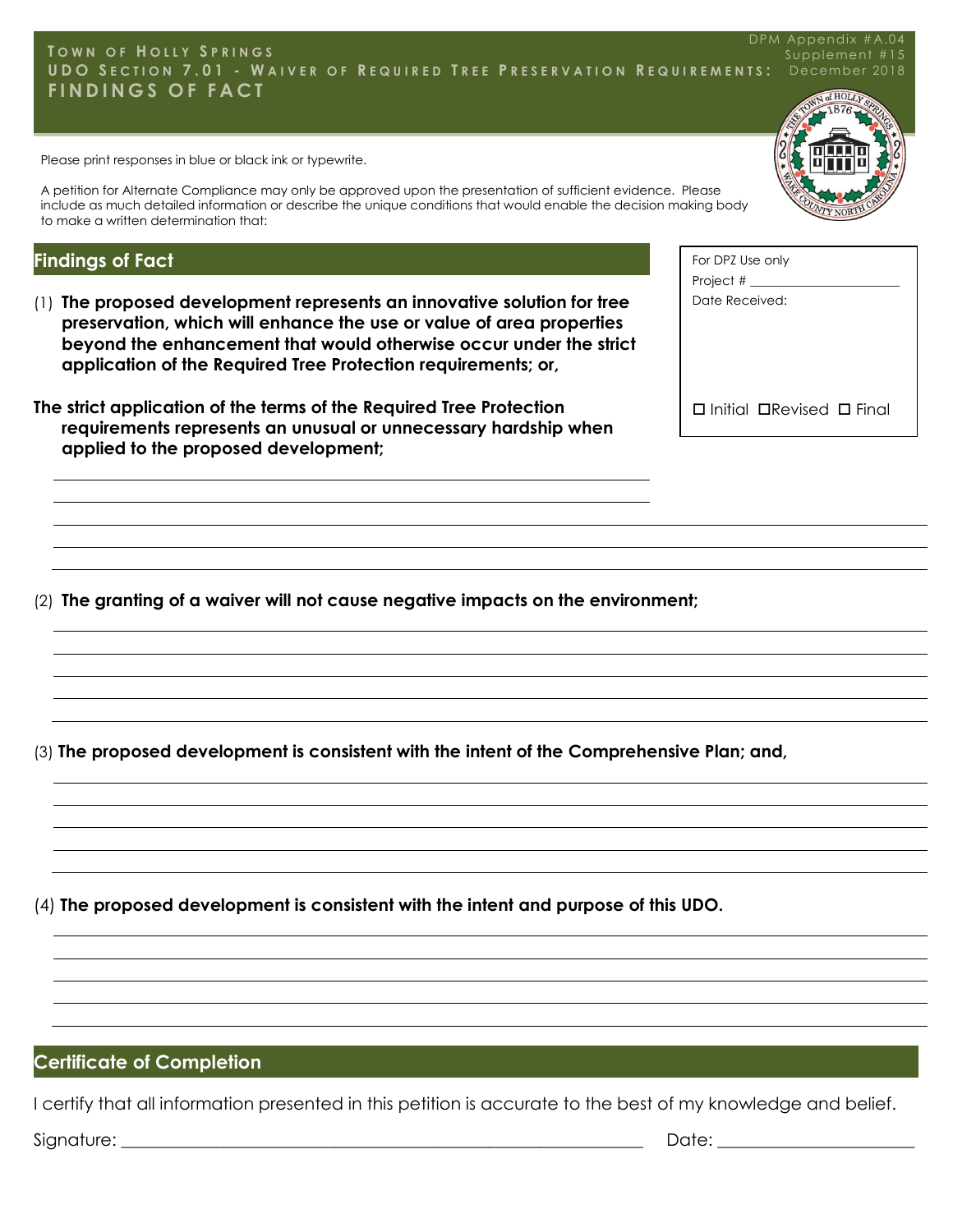# TOWN OF HOLLY SPRINGS
## UDO SECTION 7.01 - WAIVER OF REQUIRED TREE PRESERVATION REQUIREMENTS: FINDINGS OF FACT

DPM Appendix #A.04
Supplement #15
December 2018

Please print responses in blue or black ink or typewrite.

A petition for Alternate Compliance may only be approved upon the presentation of sufficient evidence. Please include as much detailed information or describe the unique conditions that would enable the decision making body to make a written determination that:

| For DPZ Use only |
| --- |
| Project # ____________ |
| Date Received: |
| ☐ Initial ☐Revised ☐ Final |

## Findings of Fact

(1) **The proposed development represents an innovative solution for tree preservation, which will enhance the use or value of area properties beyond the enhancement that would otherwise occur under the strict application of the Required Tree Protection requirements; or,**

**The strict application of the terms of the Required Tree Protection requirements represents an unusual or unnecessary hardship when applied to the proposed development;**

_______________________________________________

_______________________________________________

_______________________________________________

_______________________________________________

_______________________________________________

(2) **The granting of a waiver will not cause negative impacts on the environment;**

_______________________________________________

_______________________________________________

_______________________________________________

_______________________________________________

_______________________________________________

(3) **The proposed development is consistent with the intent of the Comprehensive Plan; and,**

_______________________________________________

_______________________________________________

_______________________________________________

_______________________________________________

_______________________________________________

(4) **The proposed development is consistent with the intent and purpose of this UDO.**

_______________________________________________

_______________________________________________

_______________________________________________

_______________________________________________

_______________________________________________

## Certificate of Completion

I certify that all information presented in this petition is accurate to the best of my knowledge and belief.

Signature: ___________________________________________ Date: ____________________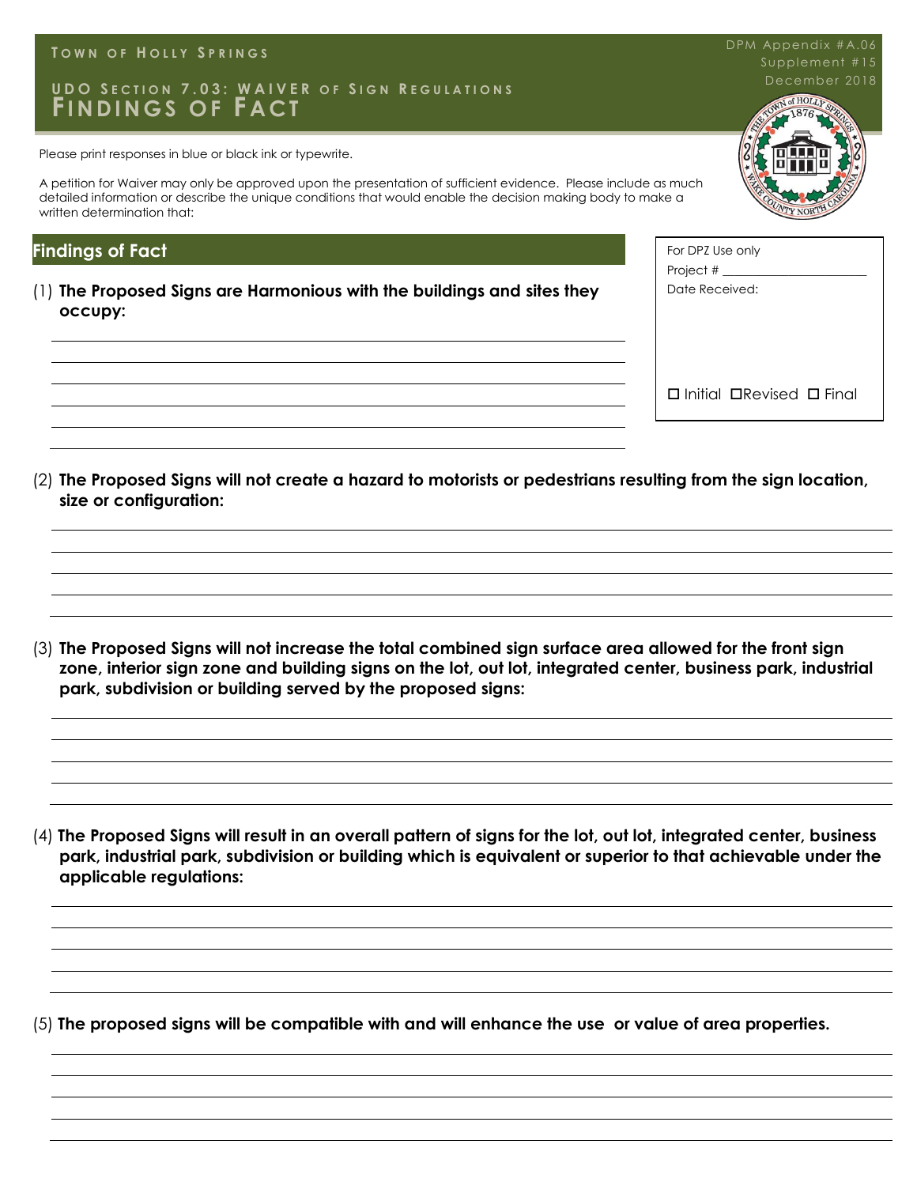TOWN OF HOLLY SPRINGS

DPM Appendix #A.06
Supplement #15
December 2018

# UDO SECTION 7.03: WAIVER OF SIGN REGULATIONS
# FINDINGS OF FACT

Please print responses in blue or black ink or typewrite.

A petition for Waiver may only be approved upon the presentation of sufficient evidence. Please include as much detailed information or describe the unique conditions that would enable the decision making body to make a written determination that:

For DPZ Use only
Project # ______________________
Date Received:

☐ Initial ☐ Revised ☐ Final

## Findings of Fact

(1) **The Proposed Signs are Harmonious with the buildings and sites they occupy:**

(2) **The Proposed Signs will not create a hazard to motorists or pedestrians resulting from the sign location, size or configuration:**

(3) **The Proposed Signs will not increase the total combined sign surface area allowed for the front sign zone, interior sign zone and building signs on the lot, out lot, integrated center, business park, industrial park, subdivision or building served by the proposed signs:**

(4) **The Proposed Signs will result in an overall pattern of signs for the lot, out lot, integrated center, business park, industrial park, subdivision or building which is equivalent or superior to that achievable under the applicable regulations:**

(5) **The proposed signs will be compatible with and will enhance the use or value of area properties.**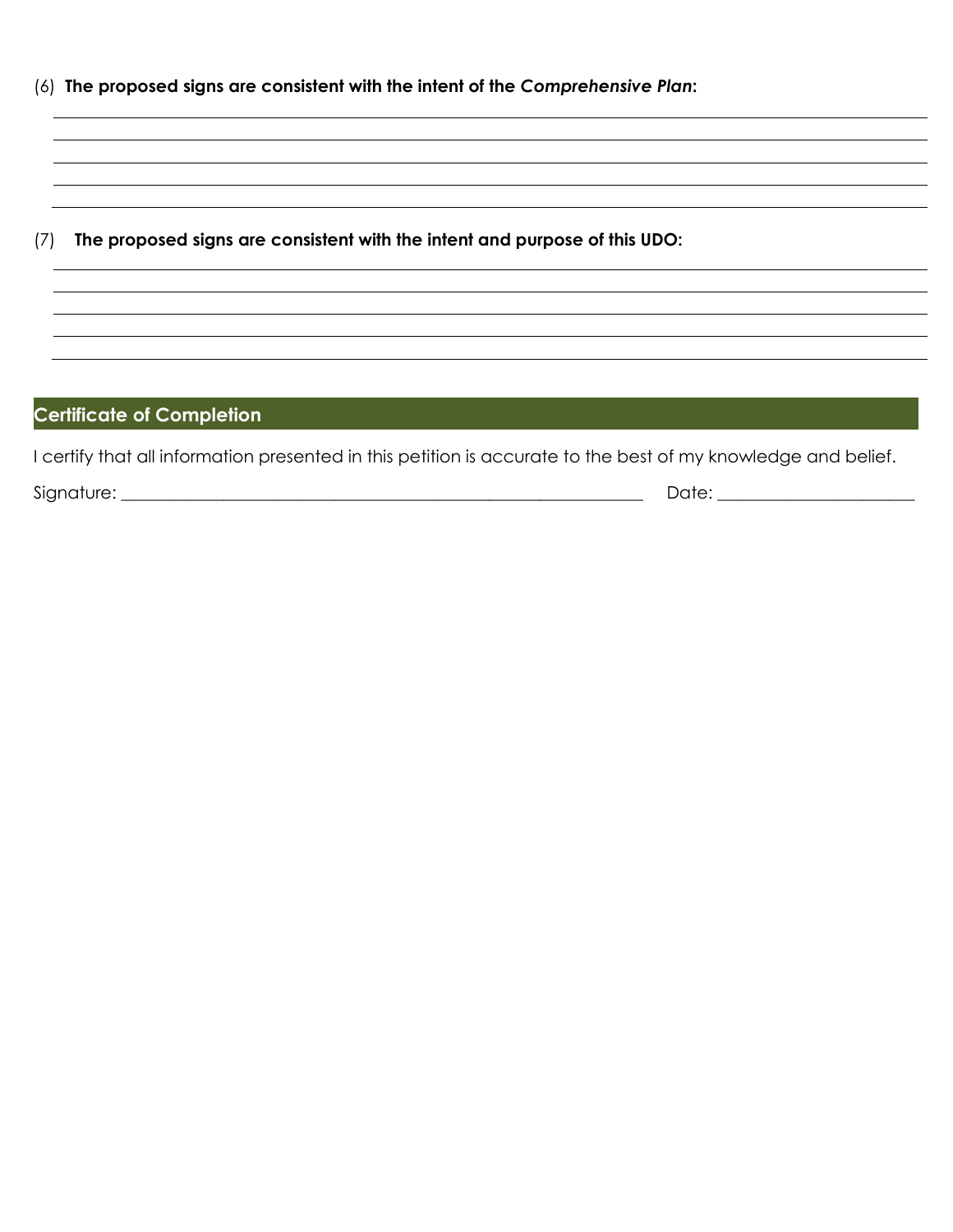(6) **The proposed signs are consistent with the intent of the *Comprehensive Plan*:**

\_\_\_\_\_\_\_\_\_\_\_\_\_\_\_\_\_\_\_\_\_\_\_\_\_\_\_\_\_\_\_\_\_\_\_\_\_\_\_\_\_\_\_\_\_\_\_\_\_\_\_\_\_\_\_\_\_\_\_\_\_\_\_\_\_\_\_\_

\_\_\_\_\_\_\_\_\_\_\_\_\_\_\_\_\_\_\_\_\_\_\_\_\_\_\_\_\_\_\_\_\_\_\_\_\_\_\_\_\_\_\_\_\_\_\_\_\_\_\_\_\_\_\_\_\_\_\_\_\_\_\_\_\_\_\_\_

\_\_\_\_\_\_\_\_\_\_\_\_\_\_\_\_\_\_\_\_\_\_\_\_\_\_\_\_\_\_\_\_\_\_\_\_\_\_\_\_\_\_\_\_\_\_\_\_\_\_\_\_\_\_\_\_\_\_\_\_\_\_\_\_\_\_\_\_

\_\_\_\_\_\_\_\_\_\_\_\_\_\_\_\_\_\_\_\_\_\_\_\_\_\_\_\_\_\_\_\_\_\_\_\_\_\_\_\_\_\_\_\_\_\_\_\_\_\_\_\_\_\_\_\_\_\_\_\_\_\_\_\_\_\_\_\_

\_\_\_\_\_\_\_\_\_\_\_\_\_\_\_\_\_\_\_\_\_\_\_\_\_\_\_\_\_\_\_\_\_\_\_\_\_\_\_\_\_\_\_\_\_\_\_\_\_\_\_\_\_\_\_\_\_\_\_\_\_\_\_\_\_\_\_\_

(7) **The proposed signs are consistent with the intent and purpose of this UDO:**

\_\_\_\_\_\_\_\_\_\_\_\_\_\_\_\_\_\_\_\_\_\_\_\_\_\_\_\_\_\_\_\_\_\_\_\_\_\_\_\_\_\_\_\_\_\_\_\_\_\_\_\_\_\_\_\_\_\_\_\_\_\_\_\_\_\_\_\_

\_\_\_\_\_\_\_\_\_\_\_\_\_\_\_\_\_\_\_\_\_\_\_\_\_\_\_\_\_\_\_\_\_\_\_\_\_\_\_\_\_\_\_\_\_\_\_\_\_\_\_\_\_\_\_\_\_\_\_\_\_\_\_\_\_\_\_\_

\_\_\_\_\_\_\_\_\_\_\_\_\_\_\_\_\_\_\_\_\_\_\_\_\_\_\_\_\_\_\_\_\_\_\_\_\_\_\_\_\_\_\_\_\_\_\_\_\_\_\_\_\_\_\_\_\_\_\_\_\_\_\_\_\_\_\_\_

\_\_\_\_\_\_\_\_\_\_\_\_\_\_\_\_\_\_\_\_\_\_\_\_\_\_\_\_\_\_\_\_\_\_\_\_\_\_\_\_\_\_\_\_\_\_\_\_\_\_\_\_\_\_\_\_\_\_\_\_\_\_\_\_\_\_\_\_

\_\_\_\_\_\_\_\_\_\_\_\_\_\_\_\_\_\_\_\_\_\_\_\_\_\_\_\_\_\_\_\_\_\_\_\_\_\_\_\_\_\_\_\_\_\_\_\_\_\_\_\_\_\_\_\_\_\_\_\_\_\_\_\_\_\_\_\_

## Certificate of Completion

I certify that all information presented in this petition is accurate to the best of my knowledge and belief.

Signature: \_\_\_\_\_\_\_\_\_\_\_\_\_\_\_\_\_\_\_\_\_\_\_\_\_\_\_\_\_\_\_\_\_\_\_\_\_\_\_\_\_\_\_\_\_\_\_\_\_\_\_\_\_\_\_\_\_\_\_\_\_ Date: \_\_\_\_\_\_\_\_\_\_\_\_\_\_\_\_\_\_\_\_\_\_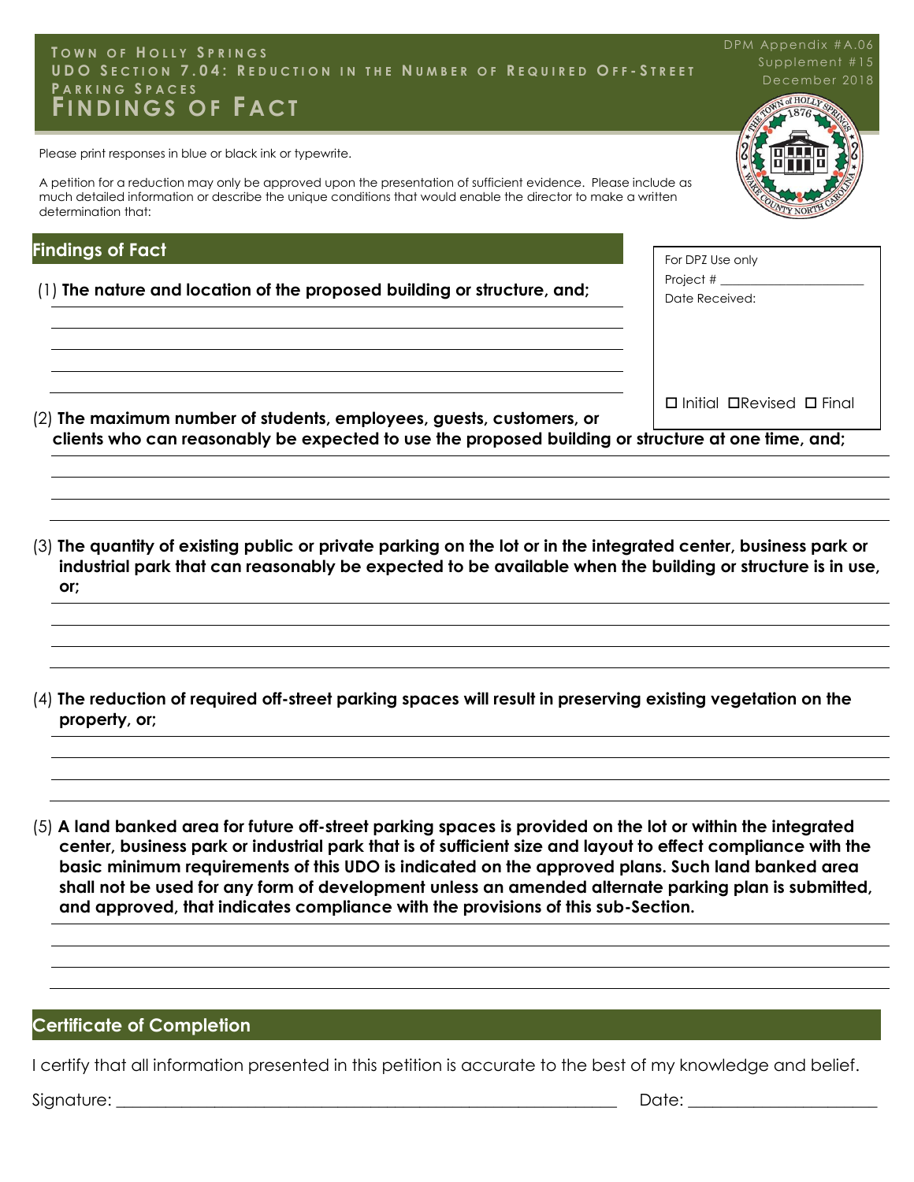**Town of Holly Springs**
**UDO Section 7.04: Reduction in the Number of Required Off-Street Parking Spaces**

# Findings of Fact

DPM Appendix #A.06
Supplement #15
December 2018

Please print responses in blue or black ink or typewrite.

A petition for a reduction may only be approved upon the presentation of sufficient evidence. Please include as much detailed information or describe the unique conditions that would enable the director to make a written determination that:

## Findings of Fact

For DPZ Use only
Project # ______________________
Date Received:

☐ Initial ☐ Revised ☐ Final

(1) **The nature and location of the proposed building or structure, and;**

(2) **The maximum number of students, employees, guests, customers, or clients who can reasonably be expected to use the proposed building or structure at one time, and;**

(3) **The quantity of existing public or private parking on the lot or in the integrated center, business park or industrial park that can reasonably be expected to be available when the building or structure is in use, or;**

(4) **The reduction of required off-street parking spaces will result in preserving existing vegetation on the property, or;**

(5) **A land banked area for future off-street parking spaces is provided on the lot or within the integrated center, business park or industrial park that is of sufficient size and layout to effect compliance with the basic minimum requirements of this UDO is indicated on the approved plans. Such land banked area shall not be used for any form of development unless an amended alternate parking plan is submitted, and approved, that indicates compliance with the provisions of this sub-Section.**

## Certificate of Completion

I certify that all information presented in this petition is accurate to the best of my knowledge and belief.

Signature: ______________________________________________ Date: ______________________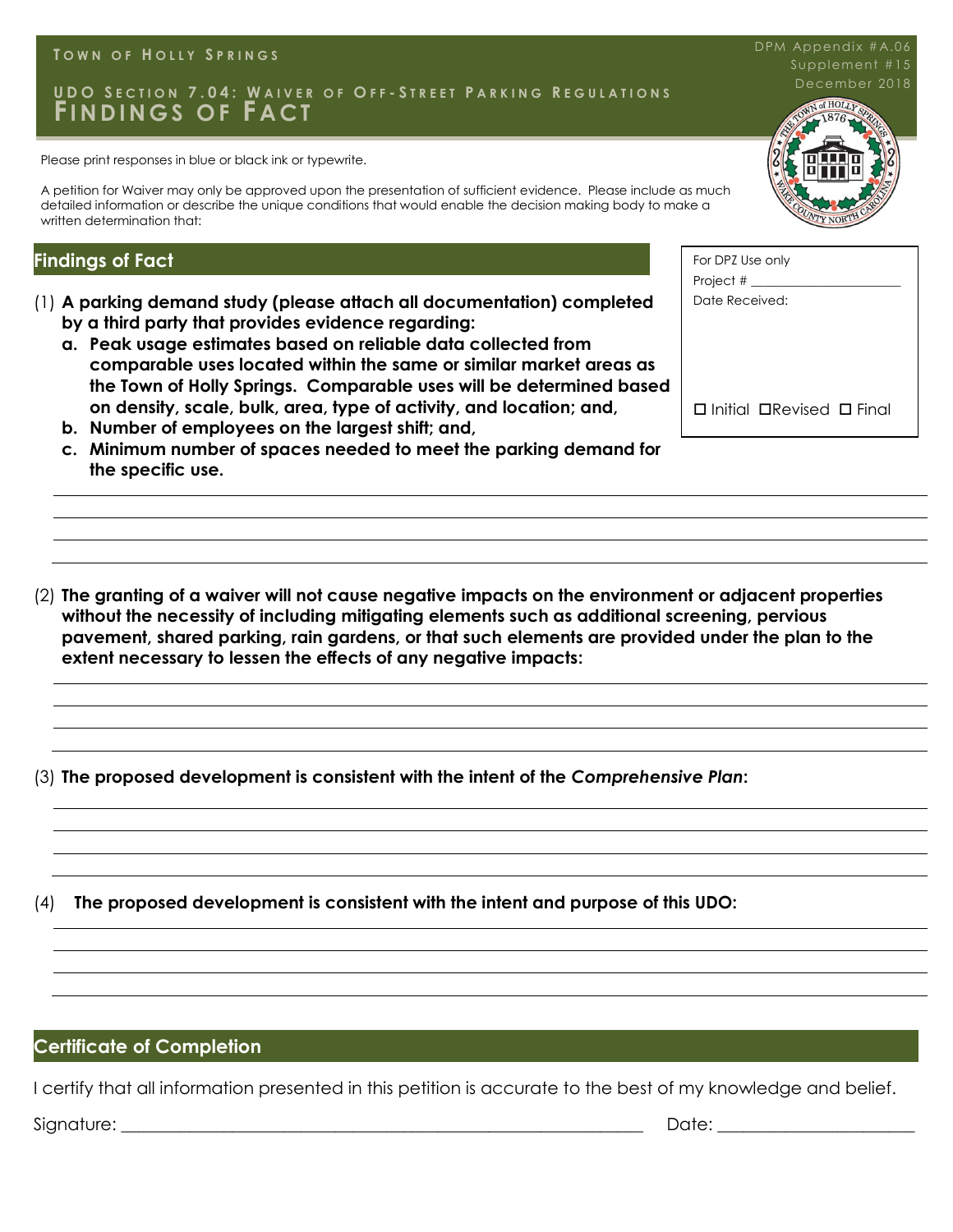**Town of Holly Springs**

DPM Appendix #A.06
Supplement #15
December 2018

## UDO Section 7.04: Waiver of Off-Street Parking Regulations
# Findings of Fact

Please print responses in blue or black ink or typewrite.

A petition for Waiver may only be approved upon the presentation of sufficient evidence. Please include as much detailed information or describe the unique conditions that would enable the decision making body to make a written determination that:

| For DPZ Use only |
|---|
| Project # ______________________ |
| Date Received: |
| ☐ Initial ☐Revised ☐ Final |

## Findings of Fact

(1) **A parking demand study (please attach all documentation) completed by a third party that provides evidence regarding:**

a. **Peak usage estimates based on reliable data collected from comparable uses located within the same or similar market areas as the Town of Holly Springs. Comparable uses will be determined based on density, scale, bulk, area, type of activity, and location; and,**

b. **Number of employees on the largest shift; and,**

c. **Minimum number of spaces needed to meet the parking demand for the specific use.**

(2) **The granting of a waiver will not cause negative impacts on the environment or adjacent properties without the necessity of including mitigating elements such as additional screening, pervious pavement, shared parking, rain gardens, or that such elements are provided under the plan to the extent necessary to lessen the effects of any negative impacts:**

(3) **The proposed development is consistent with the intent of the *Comprehensive Plan*:**

(4) **The proposed development is consistent with the intent and purpose of this UDO:**

## Certificate of Completion

I certify that all information presented in this petition is accurate to the best of my knowledge and belief.

Signature: ______________________________________________ Date: ____________________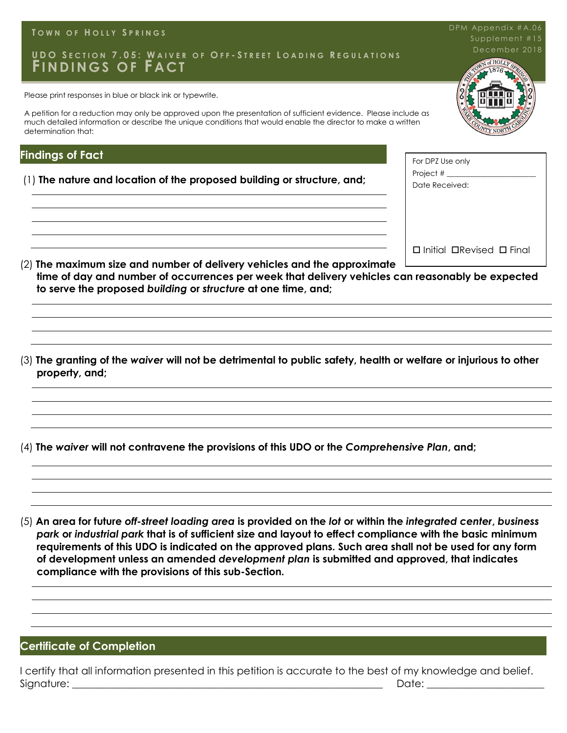**TOWN OF HOLLY SPRINGS**

DPM Appendix #A.06
Supplement #15
December 2018

## UDO SECTION 7.05: WAIVER OF OFF-STREET LOADING REGULATIONS
# FINDINGS OF FACT

Please print responses in blue or black ink or typewrite.

A petition for a reduction may only be approved upon the presentation of sufficient evidence. Please include as much detailed information or describe the unique conditions that would enable the director to make a written determination that:

For DPZ Use only
Project # ______________________
Date Received:

☐ Initial ☐Revised ☐ Final

## Findings of Fact

(1) **The nature and location of the proposed building or structure, and;**

______________________________________________________________
______________________________________________________________
______________________________________________________________
______________________________________________________________

(2) **The maximum size and number of delivery vehicles and the approximate time of day and number of occurrences per week that delivery vehicles can reasonably be expected to serve the proposed *building* or *structure* at one time, and;**

______________________________________________________________
______________________________________________________________
______________________________________________________________
______________________________________________________________

(3) **The granting of the *waiver* will not be detrimental to public safety, health or welfare or injurious to other property, and;**

______________________________________________________________
______________________________________________________________
______________________________________________________________
______________________________________________________________

(4) **The *waiver* will not contravene the provisions of this UDO or the *Comprehensive Plan*, and;**

______________________________________________________________
______________________________________________________________
______________________________________________________________
______________________________________________________________

(5) **An area for future *off-street loading area* is provided on the *lot* or within the *integrated center*, *business park* or *industrial park* that is of sufficient size and layout to effect compliance with the basic minimum requirements of this UDO is indicated on the approved plans. Such area shall not be used for any form of development unless an amended *development plan* is submitted and approved, that indicates compliance with the provisions of this sub-Section.**

______________________________________________________________
______________________________________________________________
______________________________________________________________
______________________________________________________________

## Certificate of Completion

I certify that all information presented in this petition is accurate to the best of my knowledge and belief.
Signature: ____________________________________________________________ Date: ______________________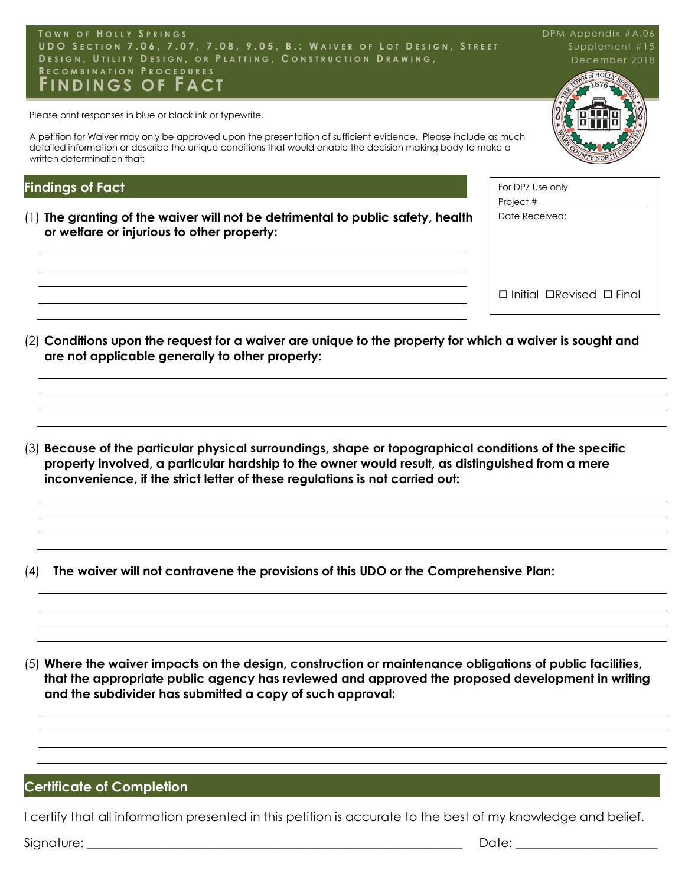Town of Holly Springs
UDO Section 7.06, 7.07, 7.08, 9.05, B.: Waiver of Lot Design, Street Design, Utility Design, or Platting, Construction Drawing, Recombination Procedures

# Findings of Fact

DPM Appendix #A.06
Supplement #15
December 2018

Please print responses in blue or black ink or typewrite.

A petition for Waiver may only be approved upon the presentation of sufficient evidence. Please include as much detailed information or describe the unique conditions that would enable the decision making body to make a written determination that:

## Findings of Fact

For DPZ Use only
Project # ______________________
Date Received:

☐ Initial ☐Revised ☐ Final

(1) **The granting of the waiver will not be detrimental to public safety, health or welfare or injurious to other property:**

(2) **Conditions upon the request for a waiver are unique to the property for which a waiver is sought and are not applicable generally to other property:**

(3) **Because of the particular physical surroundings, shape or topographical conditions of the specific property involved, a particular hardship to the owner would result, as distinguished from a mere inconvenience, if the strict letter of these regulations is not carried out:**

(4) **The waiver will not contravene the provisions of this UDO or the Comprehensive Plan:**

(5) **Where the waiver impacts on the design, construction or maintenance obligations of public facilities, that the appropriate public agency has reviewed and approved the proposed development in writing and the subdivider has submitted a copy of such approval:**

## Certificate of Completion

I certify that all information presented in this petition is accurate to the best of my knowledge and belief.

Signature: ______________________________________________ Date: ____________________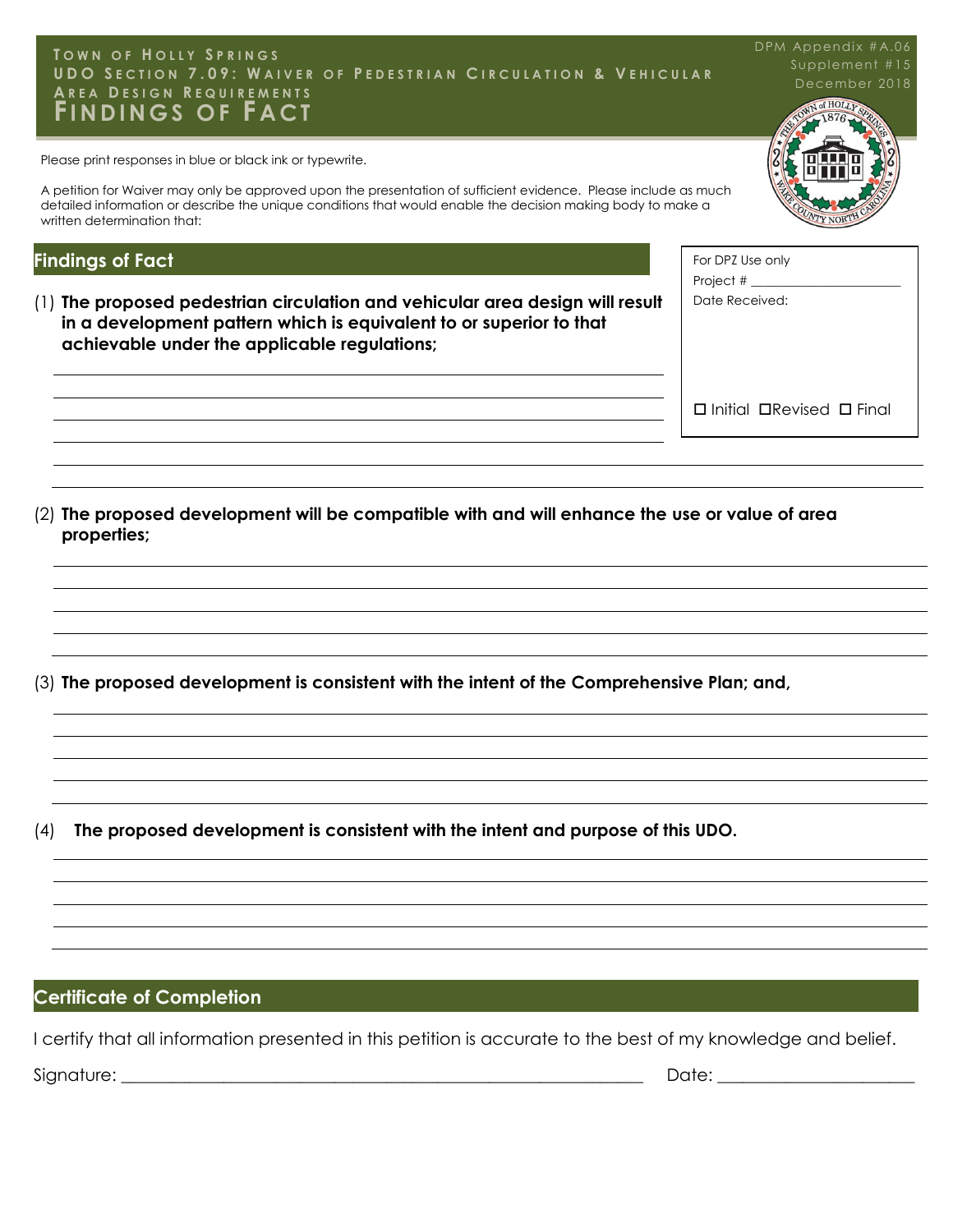# Town of Holly Springs
## UDO Section 7.09: Waiver of Pedestrian Circulation & Vehicular Area Design Requirements
# Findings of Fact

DPM Appendix #A.06
Supplement #15
December 2018

Please print responses in blue or black ink or typewrite.

A petition for Waiver may only be approved upon the presentation of sufficient evidence. Please include as much detailed information or describe the unique conditions that would enable the decision making body to make a written determination that:

For DPZ Use only
Project # ______________________
Date Received:

☐ Initial ☐ Revised ☐ Final

## Findings of Fact

(1) **The proposed pedestrian circulation and vehicular area design will result in a development pattern which is equivalent to or superior to that achievable under the applicable regulations;**

(2) **The proposed development will be compatible with and will enhance the use or value of area properties;**

(3) **The proposed development is consistent with the intent of the Comprehensive Plan; and,**

(4) **The proposed development is consistent with the intent and purpose of this UDO.**

## Certificate of Completion

I certify that all information presented in this petition is accurate to the best of my knowledge and belief.

Signature: ____________________________________________ Date: ____________________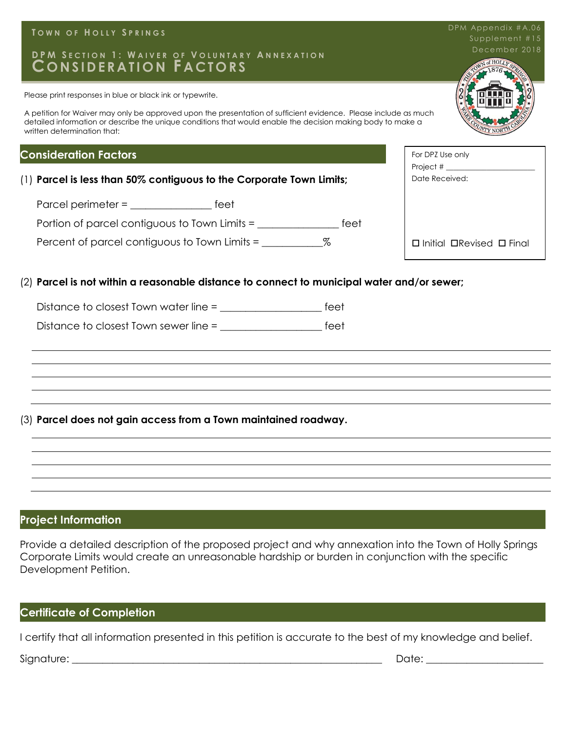**Town of Holly Springs**

DPM Appendix #A.06
Supplement #15
December 2018

# DPM Section 1: Waiver of Voluntary Annexation
# Consideration Factors

Please print responses in blue or black ink or typewrite.

A petition for Waiver may only be approved upon the presentation of sufficient evidence. Please include as much detailed information or describe the unique conditions that would enable the decision making body to make a written determination that:

For DPZ Use only
Project # ______________________
Date Received:

☐ Initial ☐ Revised ☐ Final

## Consideration Factors

(1) **Parcel is less than 50% contiguous to the Corporate Town Limits;**

Parcel perimeter = _______________ feet

Portion of parcel contiguous to Town Limits = _______________ feet

Percent of parcel contiguous to Town Limits = ___________%

(2) **Parcel is not within a reasonable distance to connect to municipal water and/or sewer;**

Distance to closest Town water line = ___________________ feet

Distance to closest Town sewer line = ___________________ feet

(3) **Parcel does not gain access from a Town maintained roadway.**

## Project Information

Provide a detailed description of the proposed project and why annexation into the Town of Holly Springs Corporate Limits would create an unreasonable hardship or burden in conjunction with the specific Development Petition.

## Certificate of Completion

I certify that all information presented in this petition is accurate to the best of my knowledge and belief.

Signature: _____________________________________________________________ Date: ______________________